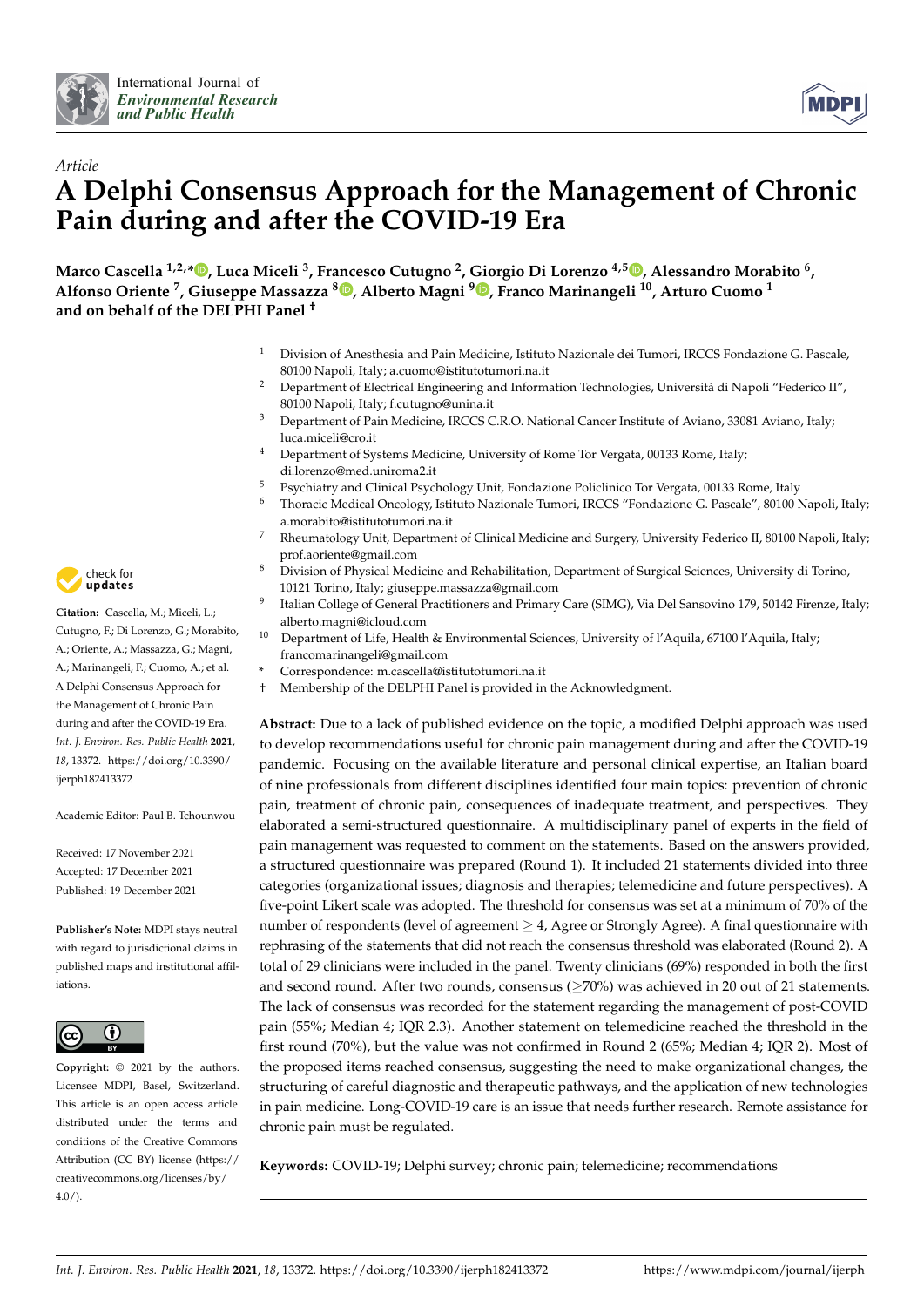International Journal of *Environmental Research and Public Health*

*Article*

# A Delphi Consensus Approach for the Management of Chronic Pain during and after the COVID-19 Era

**Marco Cascella [1,2,*], Luca Miceli [3], Francesco Cutugno [2], Giorgio Di Lorenzo [4,5], Alessandro Morabito [6], Alfonso Oriente [7], Giuseppe Massazza [8], Alberto Magni [9], Franco Marinangeli [10], Arturo Cuomo [1] and on behalf of the DELPHI Panel †**

1 Division of Anesthesia and Pain Medicine, Istituto Nazionale dei Tumori, IRCCS Fondazione G. Pascale, 80100 Napoli, Italy; a.cuomo@istitutotumori.na.it
2 Department of Electrical Engineering and Information Technologies, Università di Napoli "Federico II", 80100 Napoli, Italy; f.cutugno@unina.it
3 Department of Pain Medicine, IRCCS C.R.O. National Cancer Institute of Aviano, 33081 Aviano, Italy; luca.miceli@cro.it
4 Department of Systems Medicine, University of Rome Tor Vergata, 00133 Rome, Italy; di.lorenzo@med.uniroma2.it
5 Psychiatry and Clinical Psychology Unit, Fondazione Policlinico Tor Vergata, 00133 Rome, Italy
6 Thoracic Medical Oncology, Istituto Nazionale Tumori, IRCCS "Fondazione G. Pascale", 80100 Napoli, Italy; a.morabito@istitutotumori.na.it
7 Rheumatology Unit, Department of Clinical Medicine and Surgery, University Federico II, 80100 Napoli, Italy; prof.aoriente@gmail.com
8 Division of Physical Medicine and Rehabilitation, Department of Surgical Sciences, University di Torino, 10121 Torino, Italy; giuseppe.massazza@gmail.com
9 Italian College of General Practitioners and Primary Care (SIMG), Via Del Sansovino 179, 50142 Firenze, Italy; alberto.magni@icloud.com
10 Department of Life, Health & Environmental Sciences, University of l'Aquila, 67100 l'Aquila, Italy; francomarinangeli@gmail.com
* Correspondence: m.cascella@istitutotumori.na.it
† Membership of the DELPHI Panel is provided in the Acknowledgment.

**Citation:** Cascella, M.; Miceli, L.; Cutugno, F.; Di Lorenzo, G.; Morabito, A.; Oriente, A.; Massazza, G.; Magni, A.; Marinangeli, F.; Cuomo, A.; et al. A Delphi Consensus Approach for the Management of Chronic Pain during and after the COVID-19 Era. *Int. J. Environ. Res. Public Health* **2021**, *18*, 13372. https://doi.org/10.3390/ijerph182413372

Academic Editor: Paul B. Tchounwou

Received: 17 November 2021
Accepted: 17 December 2021
Published: 19 December 2021

**Publisher's Note:** MDPI stays neutral with regard to jurisdictional claims in published maps and institutional affiliations.

**Copyright:** © 2021 by the authors. Licensee MDPI, Basel, Switzerland. This article is an open access article distributed under the terms and conditions of the Creative Commons Attribution (CC BY) license (https://creativecommons.org/licenses/by/4.0/).

**Abstract:** Due to a lack of published evidence on the topic, a modified Delphi approach was used to develop recommendations useful for chronic pain management during and after the COVID-19 pandemic. Focusing on the available literature and personal clinical expertise, an Italian board of nine professionals from different disciplines identified four main topics: prevention of chronic pain, treatment of chronic pain, consequences of inadequate treatment, and perspectives. They elaborated a semi-structured questionnaire. A multidisciplinary panel of experts in the field of pain management was requested to comment on the statements. Based on the answers provided, a structured questionnaire was prepared (Round 1). It included 21 statements divided into three categories (organizational issues; diagnosis and therapies; telemedicine and future perspectives). A five-point Likert scale was adopted. The threshold for consensus was set at a minimum of 70% of the number of respondents (level of agreement ≥ 4, Agree or Strongly Agree). A final questionnaire with rephrasing of the statements that did not reach the consensus threshold was elaborated (Round 2). A total of 29 clinicians were included in the panel. Twenty clinicians (69%) responded in both the first and second round. After two rounds, consensus (≥70%) was achieved in 20 out of 21 statements. The lack of consensus was recorded for the statement regarding the management of post-COVID pain (55%; Median 4; IQR 2.3). Another statement on telemedicine reached the threshold in the first round (70%), but the value was not confirmed in Round 2 (65%; Median 4; IQR 2). Most of the proposed items reached consensus, suggesting the need to make organizational changes, the structuring of careful diagnostic and therapeutic pathways, and the application of new technologies in pain medicine. Long-COVID-19 care is an issue that needs further research. Remote assistance for chronic pain must be regulated.

**Keywords:** COVID-19; Delphi survey; chronic pain; telemedicine; recommendations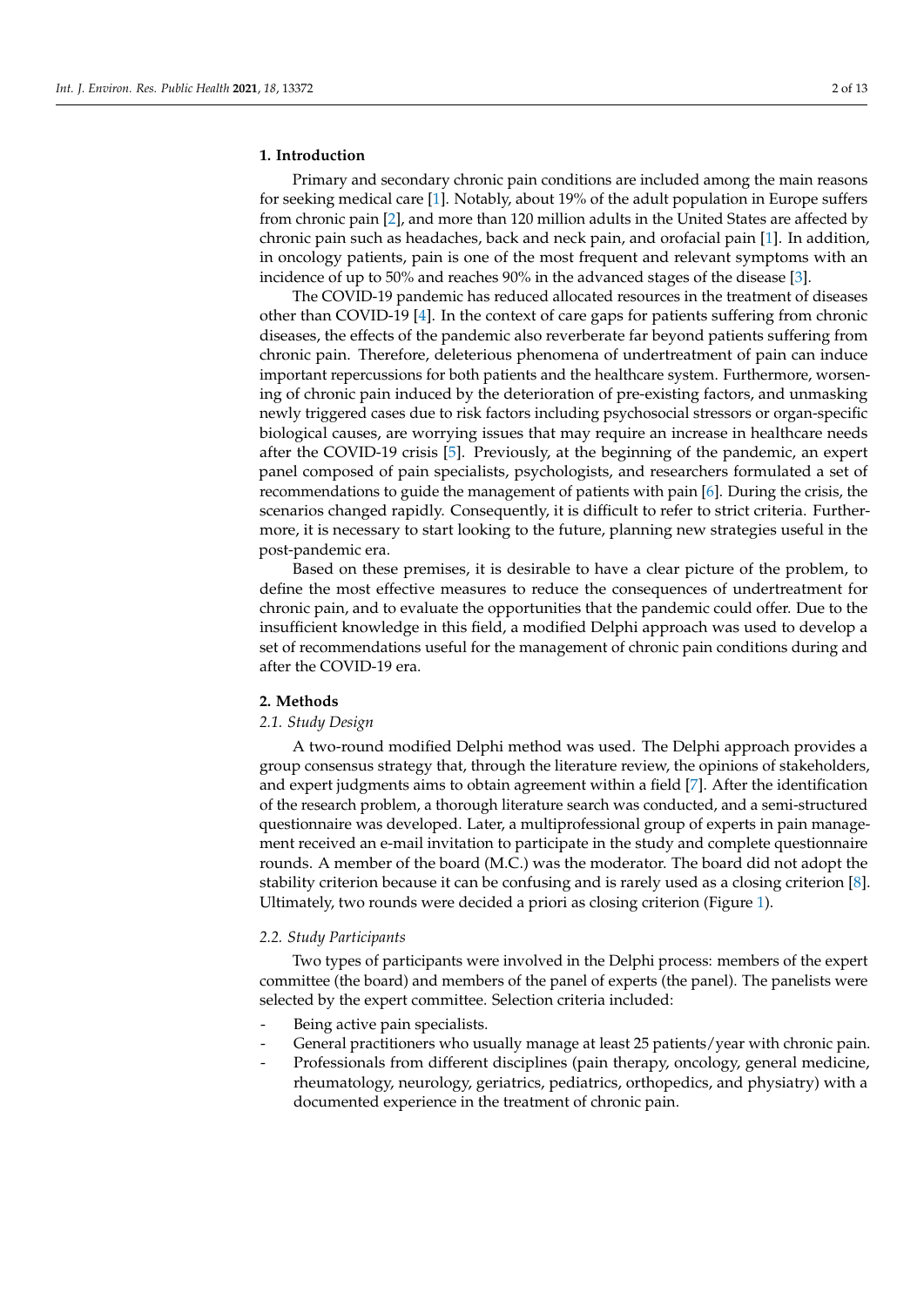## 1. Introduction

Primary and secondary chronic pain conditions are included among the main reasons for seeking medical care [1]. Notably, about 19% of the adult population in Europe suffers from chronic pain [2], and more than 120 million adults in the United States are affected by chronic pain such as headaches, back and neck pain, and orofacial pain [1]. In addition, in oncology patients, pain is one of the most frequent and relevant symptoms with an incidence of up to 50% and reaches 90% in the advanced stages of the disease [3].

The COVID-19 pandemic has reduced allocated resources in the treatment of diseases other than COVID-19 [4]. In the context of care gaps for patients suffering from chronic diseases, the effects of the pandemic also reverberate far beyond patients suffering from chronic pain. Therefore, deleterious phenomena of undertreatment of pain can induce important repercussions for both patients and the healthcare system. Furthermore, worsening of chronic pain induced by the deterioration of pre-existing factors, and unmasking newly triggered cases due to risk factors including psychosocial stressors or organ-specific biological causes, are worrying issues that may require an increase in healthcare needs after the COVID-19 crisis [5]. Previously, at the beginning of the pandemic, an expert panel composed of pain specialists, psychologists, and researchers formulated a set of recommendations to guide the management of patients with pain [6]. During the crisis, the scenarios changed rapidly. Consequently, it is difficult to refer to strict criteria. Furthermore, it is necessary to start looking to the future, planning new strategies useful in the post-pandemic era.

Based on these premises, it is desirable to have a clear picture of the problem, to define the most effective measures to reduce the consequences of undertreatment for chronic pain, and to evaluate the opportunities that the pandemic could offer. Due to the insufficient knowledge in this field, a modified Delphi approach was used to develop a set of recommendations useful for the management of chronic pain conditions during and after the COVID-19 era.

## 2. Methods

### 2.1. Study Design

A two-round modified Delphi method was used. The Delphi approach provides a group consensus strategy that, through the literature review, the opinions of stakeholders, and expert judgments aims to obtain agreement within a field [7]. After the identification of the research problem, a thorough literature search was conducted, and a semi-structured questionnaire was developed. Later, a multiprofessional group of experts in pain management received an e-mail invitation to participate in the study and complete questionnaire rounds. A member of the board (M.C.) was the moderator. The board did not adopt the stability criterion because it can be confusing and is rarely used as a closing criterion [8]. Ultimately, two rounds were decided a priori as closing criterion (Figure 1).

### 2.2. Study Participants

Two types of participants were involved in the Delphi process: members of the expert committee (the board) and members of the panel of experts (the panel). The panelists were selected by the expert committee. Selection criteria included:

- Being active pain specialists.
- General practitioners who usually manage at least 25 patients/year with chronic pain.
- Professionals from different disciplines (pain therapy, oncology, general medicine, rheumatology, neurology, geriatrics, pediatrics, orthopedics, and physiatry) with a documented experience in the treatment of chronic pain.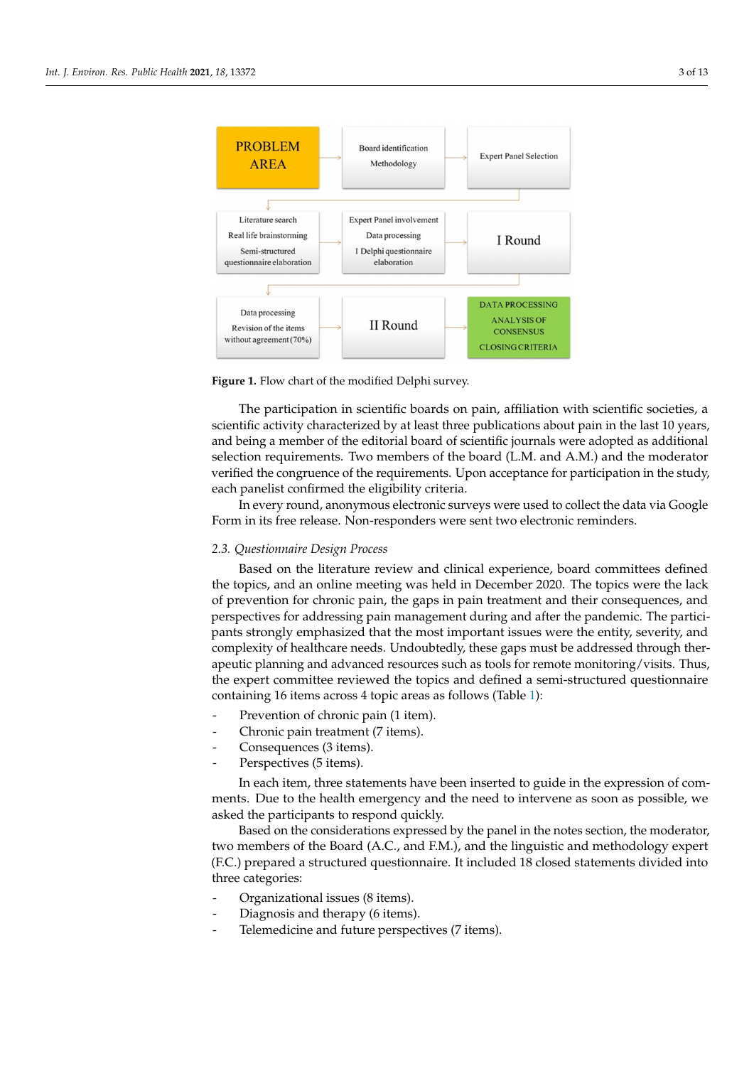PROBLEM AREA → Board identification Methodology → Expert Panel Selection

Literature search Real life brainstorming Semi-structured questionnaire elaboration → Expert Panel involvement Data processing I Delphi questionnaire elaboration → I Round

Data processing Revision of the items without agreement (70%) → II Round → DATA PROCESSING ANALYSIS OF CONSENSUS CLOSING CRITERIA

**Figure 1.** Flow chart of the modified Delphi survey.

The participation in scientific boards on pain, affiliation with scientific societies, a scientific activity characterized by at least three publications about pain in the last 10 years, and being a member of the editorial board of scientific journals were adopted as additional selection requirements. Two members of the board (L.M. and A.M.) and the moderator verified the congruence of the requirements. Upon acceptance for participation in the study, each panelist confirmed the eligibility criteria.

In every round, anonymous electronic surveys were used to collect the data via Google Form in its free release. Non-responders were sent two electronic reminders.

### *2.3. Questionnaire Design Process*

Based on the literature review and clinical experience, board committees defined the topics, and an online meeting was held in December 2020. The topics were the lack of prevention for chronic pain, the gaps in pain treatment and their consequences, and perspectives for addressing pain management during and after the pandemic. The participants strongly emphasized that the most important issues were the entity, severity, and complexity of healthcare needs. Undoubtedly, these gaps must be addressed through therapeutic planning and advanced resources such as tools for remote monitoring/visits. Thus, the expert committee reviewed the topics and defined a semi-structured questionnaire containing 16 items across 4 topic areas as follows (Table 1):

- Prevention of chronic pain (1 item).
- Chronic pain treatment (7 items).
- Consequences (3 items).
- Perspectives (5 items).

In each item, three statements have been inserted to guide in the expression of comments. Due to the health emergency and the need to intervene as soon as possible, we asked the participants to respond quickly.

Based on the considerations expressed by the panel in the notes section, the moderator, two members of the Board (A.C., and F.M.), and the linguistic and methodology expert (F.C.) prepared a structured questionnaire. It included 18 closed statements divided into three categories:

- Organizational issues (8 items).
- Diagnosis and therapy (6 items).
- Telemedicine and future perspectives (7 items).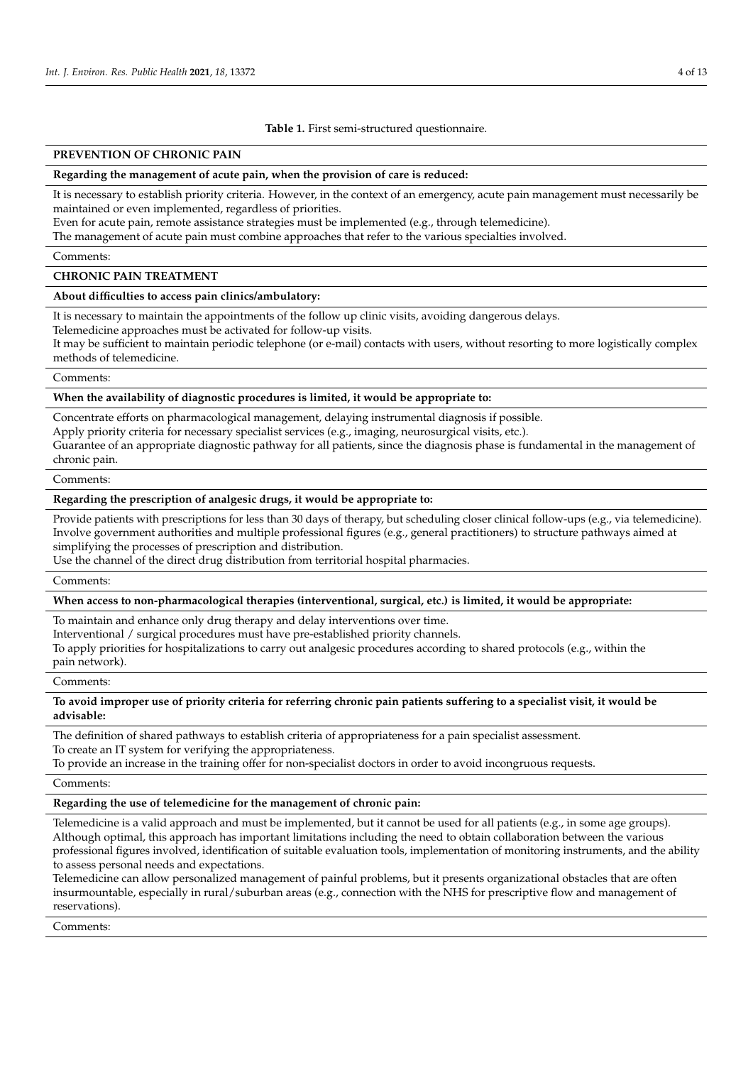**Table 1.** First semi-structured questionnaire.

| **PREVENTION OF CHRONIC PAIN** |
|---|
| **Regarding the management of acute pain, when the provision of care is reduced:** |
| It is necessary to establish priority criteria. However, in the context of an emergency, acute pain management must necessarily be maintained or even implemented, regardless of priorities.<br>Even for acute pain, remote assistance strategies must be implemented (e.g., through telemedicine).<br>The management of acute pain must combine approaches that refer to the various specialties involved. |
| Comments: |
| **CHRONIC PAIN TREATMENT** |
| **About difficulties to access pain clinics/ambulatory:** |
| It is necessary to maintain the appointments of the follow up clinic visits, avoiding dangerous delays.<br>Telemedicine approaches must be activated for follow-up visits.<br>It may be sufficient to maintain periodic telephone (or e-mail) contacts with users, without resorting to more logistically complex methods of telemedicine. |
| Comments: |
| **When the availability of diagnostic procedures is limited, it would be appropriate to:** |
| Concentrate efforts on pharmacological management, delaying instrumental diagnosis if possible.<br>Apply priority criteria for necessary specialist services (e.g., imaging, neurosurgical visits, etc.).<br>Guarantee of an appropriate diagnostic pathway for all patients, since the diagnosis phase is fundamental in the management of chronic pain. |
| Comments: |
| **Regarding the prescription of analgesic drugs, it would be appropriate to:** |
| Provide patients with prescriptions for less than 30 days of therapy, but scheduling closer clinical follow-ups (e.g., via telemedicine).<br>Involve government authorities and multiple professional figures (e.g., general practitioners) to structure pathways aimed at simplifying the processes of prescription and distribution.<br>Use the channel of the direct drug distribution from territorial hospital pharmacies. |
| Comments: |
| **When access to non-pharmacological therapies (interventional, surgical, etc.) is limited, it would be appropriate:** |
| To maintain and enhance only drug therapy and delay interventions over time.<br>Interventional / surgical procedures must have pre-established priority channels.<br>To apply priorities for hospitalizations to carry out analgesic procedures according to shared protocols (e.g., within the pain network). |
| Comments: |
| **To avoid improper use of priority criteria for referring chronic pain patients suffering to a specialist visit, it would be advisable:** |
| The definition of shared pathways to establish criteria of appropriateness for a pain specialist assessment.<br>To create an IT system for verifying the appropriateness.<br>To provide an increase in the training offer for non-specialist doctors in order to avoid incongruous requests. |
| Comments: |
| **Regarding the use of telemedicine for the management of chronic pain:** |
| Telemedicine is a valid approach and must be implemented, but it cannot be used for all patients (e.g., in some age groups).<br>Although optimal, this approach has important limitations including the need to obtain collaboration between the various professional figures involved, identification of suitable evaluation tools, implementation of monitoring instruments, and the ability to assess personal needs and expectations.<br>Telemedicine can allow personalized management of painful problems, but it presents organizational obstacles that are often insurmountable, especially in rural/suburban areas (e.g., connection with the NHS for prescriptive flow and management of reservations). |
| Comments: |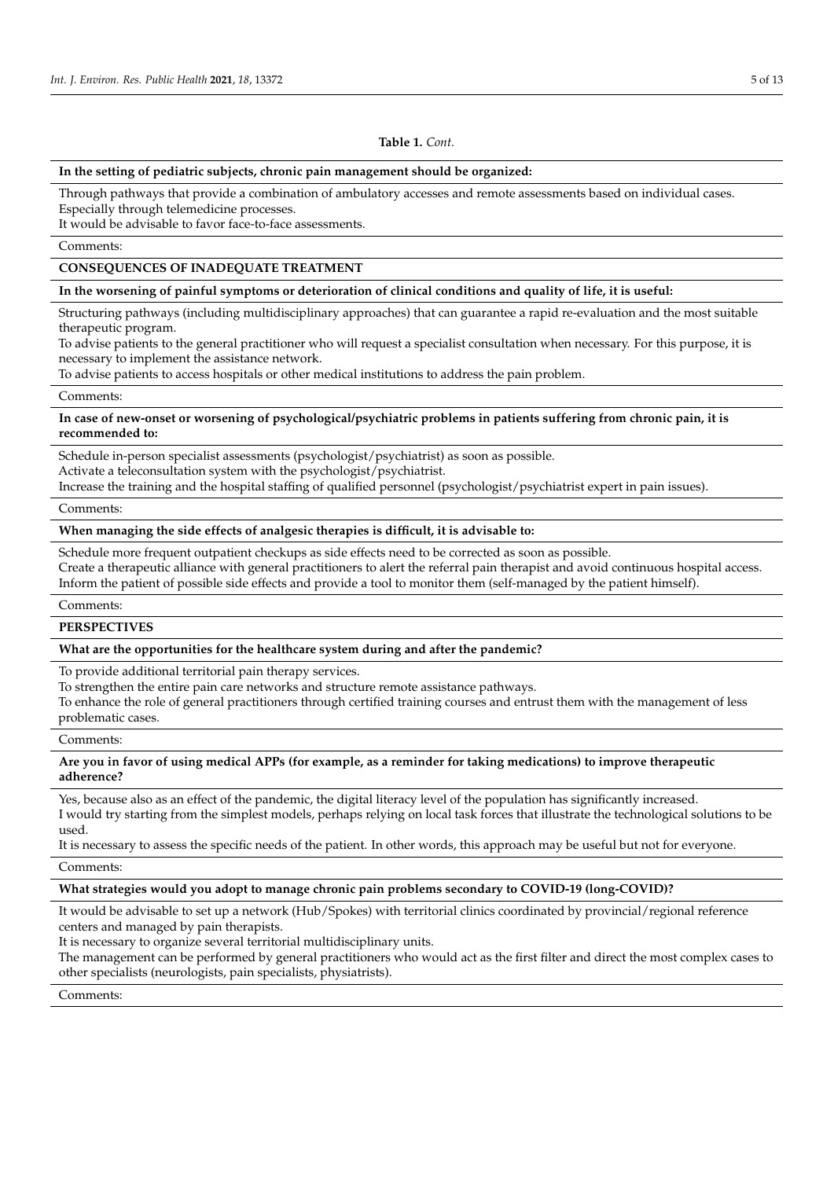**Table 1.** *Cont.*

| **In the setting of pediatric subjects, chronic pain management should be organized:** |
|---|
| Through pathways that provide a combination of ambulatory accesses and remote assessments based on individual cases.<br>Especially through telemedicine processes.<br>It would be advisable to favor face-to-face assessments. |
| Comments: |
| **CONSEQUENCES OF INADEQUATE TREATMENT** |
| **In the worsening of painful symptoms or deterioration of clinical conditions and quality of life, it is useful:** |
| Structuring pathways (including multidisciplinary approaches) that can guarantee a rapid re-evaluation and the most suitable therapeutic program.<br>To advise patients to the general practitioner who will request a specialist consultation when necessary. For this purpose, it is necessary to implement the assistance network.<br>To advise patients to access hospitals or other medical institutions to address the pain problem. |
| Comments: |
| **In case of new-onset or worsening of psychological/psychiatric problems in patients suffering from chronic pain, it is recommended to:** |
| Schedule in-person specialist assessments (psychologist/psychiatrist) as soon as possible.<br>Activate a teleconsultation system with the psychologist/psychiatrist.<br>Increase the training and the hospital staffing of qualified personnel (psychologist/psychiatrist expert in pain issues). |
| Comments: |
| **When managing the side effects of analgesic therapies is difficult, it is advisable to:** |
| Schedule more frequent outpatient checkups as side effects need to be corrected as soon as possible.<br>Create a therapeutic alliance with general practitioners to alert the referral pain therapist and avoid continuous hospital access.<br>Inform the patient of possible side effects and provide a tool to monitor them (self-managed by the patient himself). |
| Comments: |
| **PERSPECTIVES** |
| **What are the opportunities for the healthcare system during and after the pandemic?** |
| To provide additional territorial pain therapy services.<br>To strengthen the entire pain care networks and structure remote assistance pathways.<br>To enhance the role of general practitioners through certified training courses and entrust them with the management of less problematic cases. |
| Comments: |
| **Are you in favor of using medical APPs (for example, as a reminder for taking medications) to improve therapeutic adherence?** |
| Yes, because also as an effect of the pandemic, the digital literacy level of the population has significantly increased.<br>I would try starting from the simplest models, perhaps relying on local task forces that illustrate the technological solutions to be used.<br>It is necessary to assess the specific needs of the patient. In other words, this approach may be useful but not for everyone. |
| Comments: |
| **What strategies would you adopt to manage chronic pain problems secondary to COVID-19 (long-COVID)?** |
| It would be advisable to set up a network (Hub/Spokes) with territorial clinics coordinated by provincial/regional reference centers and managed by pain therapists.<br>It is necessary to organize several territorial multidisciplinary units.<br>The management can be performed by general practitioners who would act as the first filter and direct the most complex cases to other specialists (neurologists, pain specialists, physiatrists). |
| Comments: |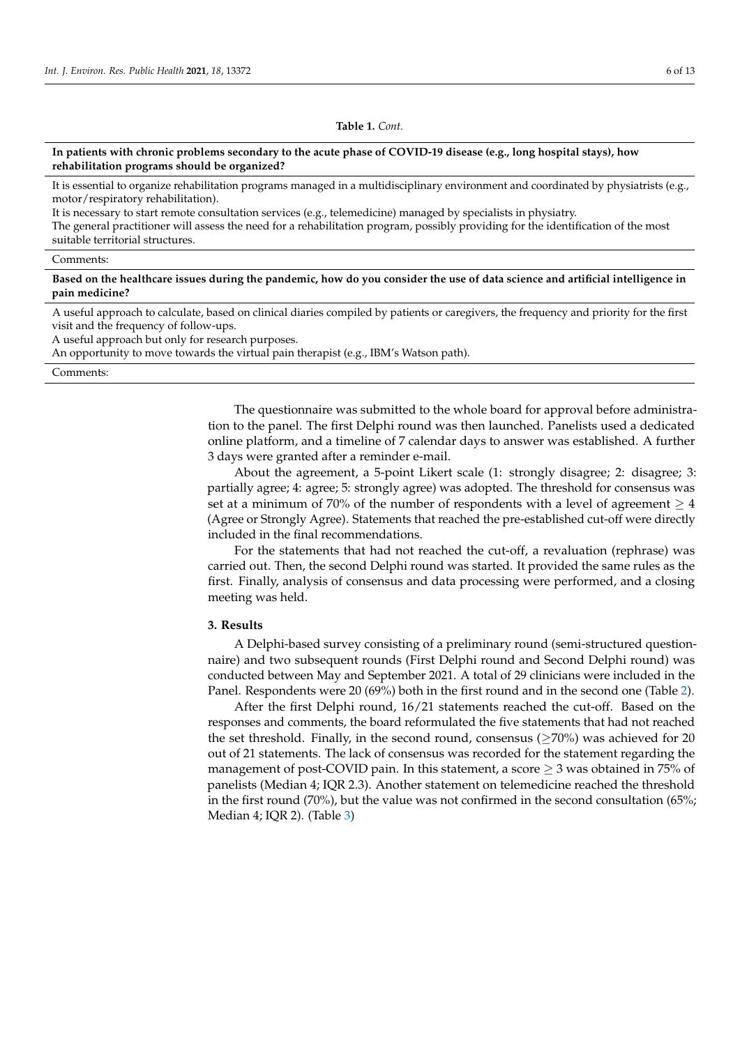**Table 1.** *Cont.*

| **In patients with chronic problems secondary to the acute phase of COVID-19 disease (e.g., long hospital stays), how rehabilitation programs should be organized?** |
|---|
| It is essential to organize rehabilitation programs managed in a multidisciplinary environment and coordinated by physiatrists (e.g., motor/respiratory rehabilitation).<br>It is necessary to start remote consultation services (e.g., telemedicine) managed by specialists in physiatry.<br>The general practitioner will assess the need for a rehabilitation program, possibly providing for the identification of the most suitable territorial structures. |
| Comments: |
| **Based on the healthcare issues during the pandemic, how do you consider the use of data science and artificial intelligence in pain medicine?** |
| A useful approach to calculate, based on clinical diaries compiled by patients or caregivers, the frequency and priority for the first visit and the frequency of follow-ups.<br>A useful approach but only for research purposes.<br>An opportunity to move towards the virtual pain therapist (e.g., IBM's Watson path). |
| Comments: |

The questionnaire was submitted to the whole board for approval before administration to the panel. The first Delphi round was then launched. Panelists used a dedicated online platform, and a timeline of 7 calendar days to answer was established. A further 3 days were granted after a reminder e-mail.

About the agreement, a 5-point Likert scale (1: strongly disagree; 2: disagree; 3: partially agree; 4: agree; 5: strongly agree) was adopted. The threshold for consensus was set at a minimum of 70% of the number of respondents with a level of agreement $\geq 4$ (Agree or Strongly Agree). Statements that reached the pre-established cut-off were directly included in the final recommendations.

For the statements that had not reached the cut-off, a revaluation (rephrase) was carried out. Then, the second Delphi round was started. It provided the same rules as the first. Finally, analysis of consensus and data processing were performed, and a closing meeting was held.

## 3. Results

A Delphi-based survey consisting of a preliminary round (semi-structured questionnaire) and two subsequent rounds (First Delphi round and Second Delphi round) was conducted between May and September 2021. A total of 29 clinicians were included in the Panel. Respondents were 20 (69%) both in the first round and in the second one (Table 2).

After the first Delphi round, 16/21 statements reached the cut-off. Based on the responses and comments, the board reformulated the five statements that had not reached the set threshold. Finally, in the second round, consensus ($\geq$70%) was achieved for 20 out of 21 statements. The lack of consensus was recorded for the statement regarding the management of post-COVID pain. In this statement, a score $\geq 3$ was obtained in 75% of panelists (Median 4; IQR 2.3). Another statement on telemedicine reached the threshold in the first round (70%), but the value was not confirmed in the second consultation (65%; Median 4; IQR 2). (Table 3)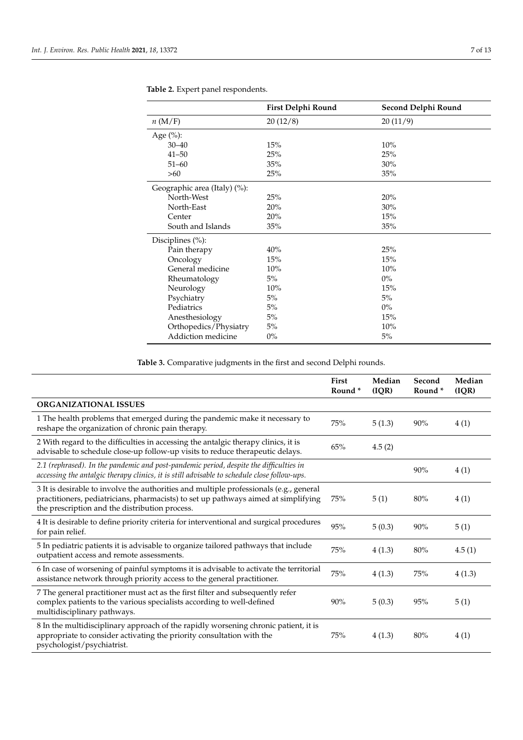**Table 2.** Expert panel respondents.

| | First Delphi Round | Second Delphi Round |
|---|---|---|
| $n$ (M/F) | 20 (12/8) | 20 (11/9) |
| Age (%): | | |
| 30–40 | 15% | 10% |
| 41–50 | 25% | 25% |
| 51–60 | 35% | 30% |
| >60 | 25% | 35% |
| Geographic area (Italy) (%): | | |
| North-West | 25% | 20% |
| North-East | 20% | 30% |
| Center | 20% | 15% |
| South and Islands | 35% | 35% |
| Disciplines (%): | | |
| Pain therapy | 40% | 25% |
| Oncology | 15% | 15% |
| General medicine | 10% | 10% |
| Rheumatology | 5% | 0% |
| Neurology | 10% | 15% |
| Psychiatry | 5% | 5% |
| Pediatrics | 5% | 0% |
| Anesthesiology | 5% | 15% |
| Orthopedics/Physiatry | 5% | 10% |
| Addiction medicine | 0% | 5% |

**Table 3.** Comparative judgments in the first and second Delphi rounds.

| | First Round * | Median (IQR) | Second Round * | Median (IQR) |
|---|---|---|---|---|
| **ORGANIZATIONAL ISSUES** | | | | |
| 1 The health problems that emerged during the pandemic make it necessary to reshape the organization of chronic pain therapy. | 75% | 5 (1.3) | 90% | 4 (1) |
| 2 With regard to the difficulties in accessing the antalgic therapy clinics, it is advisable to schedule close-up follow-up visits to reduce therapeutic delays. | 65% | 4.5 (2) | | |
| *2.1 (rephrased). In the pandemic and post-pandemic period, despite the difficulties in accessing the antalgic therapy clinics, it is still advisable to schedule close follow-ups.* | | | 90% | 4 (1) |
| 3 It is desirable to involve the authorities and multiple professionals (e.g., general practitioners, pediatricians, pharmacists) to set up pathways aimed at simplifying the prescription and the distribution process. | 75% | 5 (1) | 80% | 4 (1) |
| 4 It is desirable to define priority criteria for interventional and surgical procedures for pain relief. | 95% | 5 (0.3) | 90% | 5 (1) |
| 5 In pediatric patients it is advisable to organize tailored pathways that include outpatient access and remote assessments. | 75% | 4 (1.3) | 80% | 4.5 (1) |
| 6 In case of worsening of painful symptoms it is advisable to activate the territorial assistance network through priority access to the general practitioner. | 75% | 4 (1.3) | 75% | 4 (1.3) |
| 7 The general practitioner must act as the first filter and subsequently refer complex patients to the various specialists according to well-defined multidisciplinary pathways. | 90% | 5 (0.3) | 95% | 5 (1) |
| 8 In the multidisciplinary approach of the rapidly worsening chronic patient, it is appropriate to consider activating the priority consultation with the psychologist/psychiatrist. | 75% | 4 (1.3) | 80% | 4 (1) |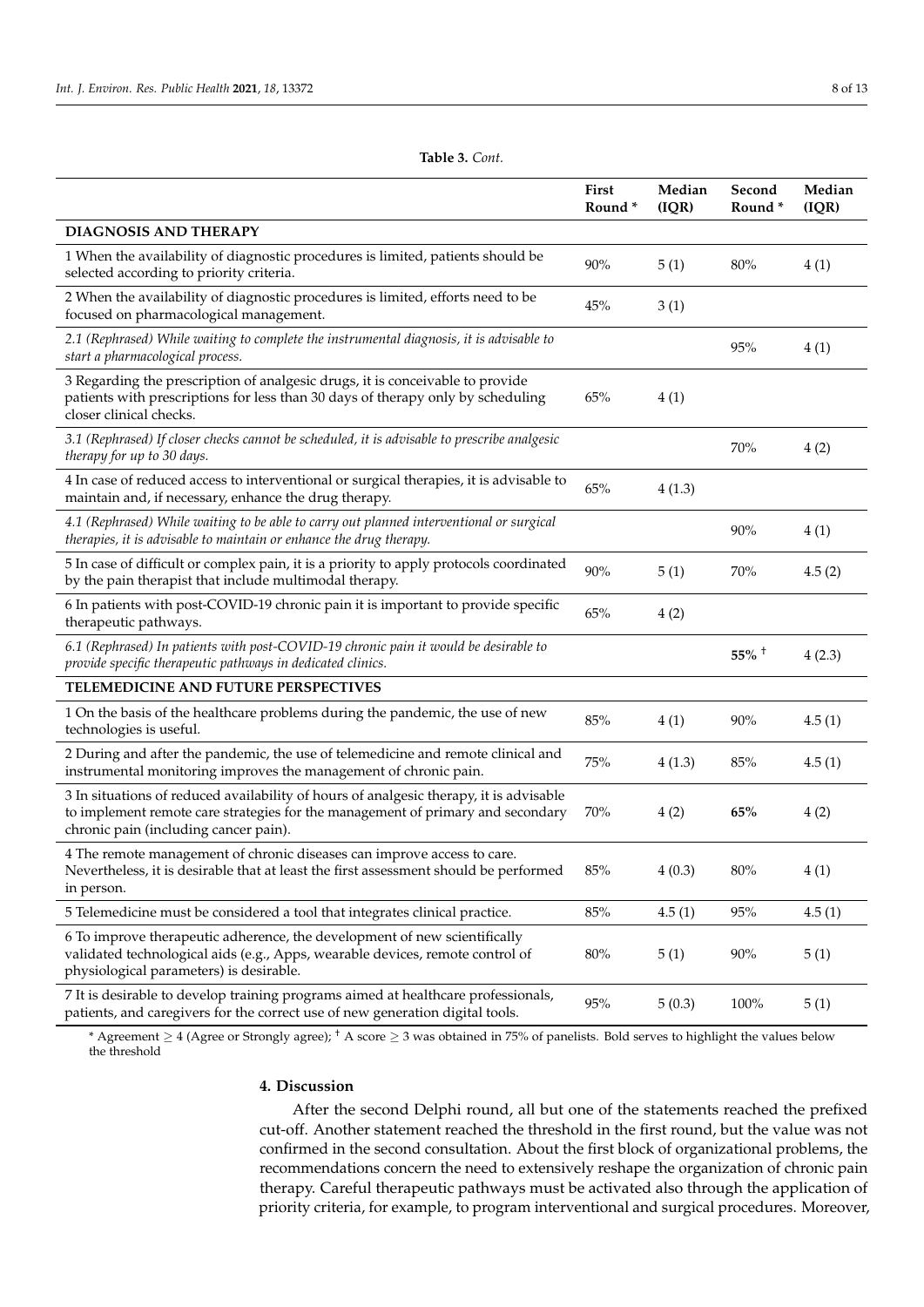**Table 3.** *Cont.*

| | First Round * | Median (IQR) | Second Round * | Median (IQR) |
|---|---|---|---|---|
| **DIAGNOSIS AND THERAPY** | | | | |
| 1 When the availability of diagnostic procedures is limited, patients should be selected according to priority criteria. | 90% | 5 (1) | 80% | 4 (1) |
| 2 When the availability of diagnostic procedures is limited, efforts need to be focused on pharmacological management. | 45% | 3 (1) | | |
| *2.1 (Rephrased) While waiting to complete the instrumental diagnosis, it is advisable to start a pharmacological process.* | | | 95% | 4 (1) |
| 3 Regarding the prescription of analgesic drugs, it is conceivable to provide patients with prescriptions for less than 30 days of therapy only by scheduling closer clinical checks. | 65% | 4 (1) | | |
| *3.1 (Rephrased) If closer checks cannot be scheduled, it is advisable to prescribe analgesic therapy for up to 30 days.* | | | 70% | 4 (2) |
| 4 In case of reduced access to interventional or surgical therapies, it is advisable to maintain and, if necessary, enhance the drug therapy. | 65% | 4 (1.3) | | |
| *4.1 (Rephrased) While waiting to be able to carry out planned interventional or surgical therapies, it is advisable to maintain or enhance the drug therapy.* | | | 90% | 4 (1) |
| 5 In case of difficult or complex pain, it is a priority to apply protocols coordinated by the pain therapist that include multimodal therapy. | 90% | 5 (1) | 70% | 4.5 (2) |
| 6 In patients with post-COVID-19 chronic pain it is important to provide specific therapeutic pathways. | 65% | 4 (2) | | |
| *6.1 (Rephrased) In patients with post-COVID-19 chronic pain it would be desirable to provide specific therapeutic pathways in dedicated clinics.* | | | **55%** † | 4 (2.3) |
| **TELEMEDICINE AND FUTURE PERSPECTIVES** | | | | |
| 1 On the basis of the healthcare problems during the pandemic, the use of new technologies is useful. | 85% | 4 (1) | 90% | 4.5 (1) |
| 2 During and after the pandemic, the use of telemedicine and remote clinical and instrumental monitoring improves the management of chronic pain. | 75% | 4 (1.3) | 85% | 4.5 (1) |
| 3 In situations of reduced availability of hours of analgesic therapy, it is advisable to implement remote care strategies for the management of primary and secondary chronic pain (including cancer pain). | 70% | 4 (2) | **65%** | 4 (2) |
| 4 The remote management of chronic diseases can improve access to care. Nevertheless, it is desirable that at least the first assessment should be performed in person. | 85% | 4 (0.3) | 80% | 4 (1) |
| 5 Telemedicine must be considered a tool that integrates clinical practice. | 85% | 4.5 (1) | 95% | 4.5 (1) |
| 6 To improve therapeutic adherence, the development of new scientifically validated technological aids (e.g., Apps, wearable devices, remote control of physiological parameters) is desirable. | 80% | 5 (1) | 90% | 5 (1) |
| 7 It is desirable to develop training programs aimed at healthcare professionals, patients, and caregivers for the correct use of new generation digital tools. | 95% | 5 (0.3) | 100% | 5 (1) |

\* Agreement $\geq$ 4 (Agree or Strongly agree); † A score $\geq$ 3 was obtained in 75% of panelists. Bold serves to highlight the values below the threshold

## 4. Discussion

After the second Delphi round, all but one of the statements reached the prefixed cut-off. Another statement reached the threshold in the first round, but the value was not confirmed in the second consultation. About the first block of organizational problems, the recommendations concern the need to extensively reshape the organization of chronic pain therapy. Careful therapeutic pathways must be activated also through the application of priority criteria, for example, to program interventional and surgical procedures. Moreover,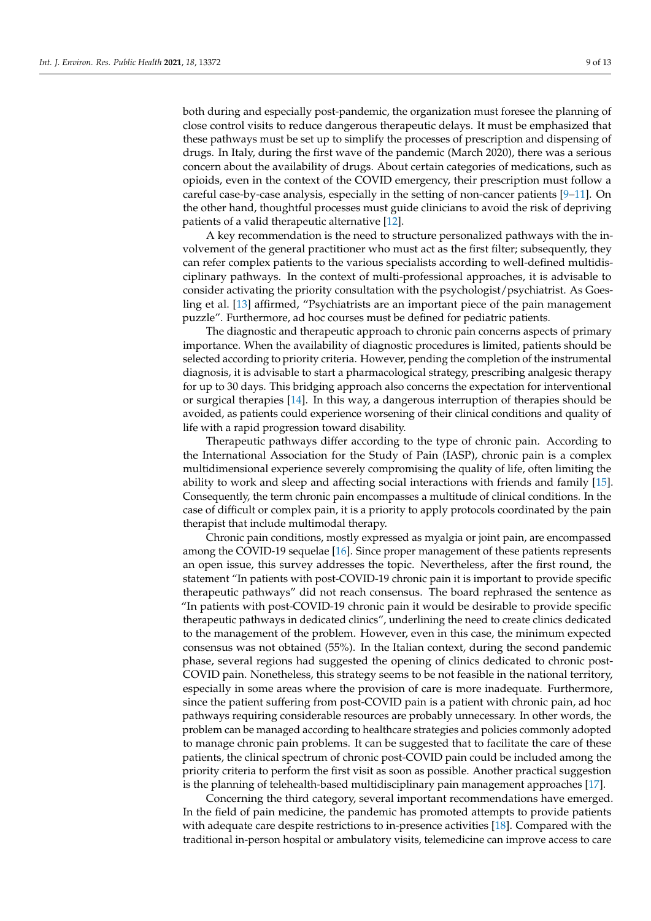both during and especially post-pandemic, the organization must foresee the planning of close control visits to reduce dangerous therapeutic delays. It must be emphasized that these pathways must be set up to simplify the processes of prescription and dispensing of drugs. In Italy, during the first wave of the pandemic (March 2020), there was a serious concern about the availability of drugs. About certain categories of medications, such as opioids, even in the context of the COVID emergency, their prescription must follow a careful case-by-case analysis, especially in the setting of non-cancer patients [9–11]. On the other hand, thoughtful processes must guide clinicians to avoid the risk of depriving patients of a valid therapeutic alternative [12].

A key recommendation is the need to structure personalized pathways with the involvement of the general practitioner who must act as the first filter; subsequently, they can refer complex patients to the various specialists according to well-defined multidisciplinary pathways. In the context of multi-professional approaches, it is advisable to consider activating the priority consultation with the psychologist/psychiatrist. As Goesling et al. [13] affirmed, "Psychiatrists are an important piece of the pain management puzzle". Furthermore, ad hoc courses must be defined for pediatric patients.

The diagnostic and therapeutic approach to chronic pain concerns aspects of primary importance. When the availability of diagnostic procedures is limited, patients should be selected according to priority criteria. However, pending the completion of the instrumental diagnosis, it is advisable to start a pharmacological strategy, prescribing analgesic therapy for up to 30 days. This bridging approach also concerns the expectation for interventional or surgical therapies [14]. In this way, a dangerous interruption of therapies should be avoided, as patients could experience worsening of their clinical conditions and quality of life with a rapid progression toward disability.

Therapeutic pathways differ according to the type of chronic pain. According to the International Association for the Study of Pain (IASP), chronic pain is a complex multidimensional experience severely compromising the quality of life, often limiting the ability to work and sleep and affecting social interactions with friends and family [15]. Consequently, the term chronic pain encompasses a multitude of clinical conditions. In the case of difficult or complex pain, it is a priority to apply protocols coordinated by the pain therapist that include multimodal therapy.

Chronic pain conditions, mostly expressed as myalgia or joint pain, are encompassed among the COVID-19 sequelae [16]. Since proper management of these patients represents an open issue, this survey addresses the topic. Nevertheless, after the first round, the statement "In patients with post-COVID-19 chronic pain it is important to provide specific therapeutic pathways" did not reach consensus. The board rephrased the sentence as "In patients with post-COVID-19 chronic pain it would be desirable to provide specific therapeutic pathways in dedicated clinics", underlining the need to create clinics dedicated to the management of the problem. However, even in this case, the minimum expected consensus was not obtained (55%). In the Italian context, during the second pandemic phase, several regions had suggested the opening of clinics dedicated to chronic post-COVID pain. Nonetheless, this strategy seems to be not feasible in the national territory, especially in some areas where the provision of care is more inadequate. Furthermore, since the patient suffering from post-COVID pain is a patient with chronic pain, ad hoc pathways requiring considerable resources are probably unnecessary. In other words, the problem can be managed according to healthcare strategies and policies commonly adopted to manage chronic pain problems. It can be suggested that to facilitate the care of these patients, the clinical spectrum of chronic post-COVID pain could be included among the priority criteria to perform the first visit as soon as possible. Another practical suggestion is the planning of telehealth-based multidisciplinary pain management approaches [17].

Concerning the third category, several important recommendations have emerged. In the field of pain medicine, the pandemic has promoted attempts to provide patients with adequate care despite restrictions to in-presence activities [18]. Compared with the traditional in-person hospital or ambulatory visits, telemedicine can improve access to care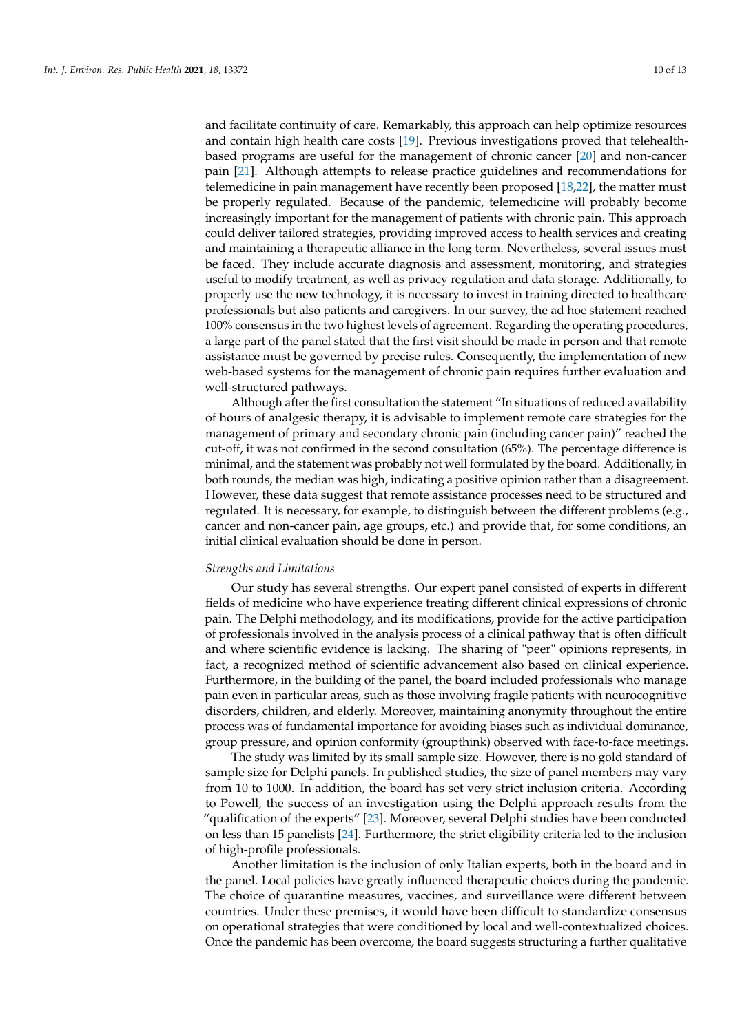and facilitate continuity of care. Remarkably, this approach can help optimize resources and contain high health care costs [19]. Previous investigations proved that telehealth-based programs are useful for the management of chronic cancer [20] and non-cancer pain [21]. Although attempts to release practice guidelines and recommendations for telemedicine in pain management have recently been proposed [18,22], the matter must be properly regulated. Because of the pandemic, telemedicine will probably become increasingly important for the management of patients with chronic pain. This approach could deliver tailored strategies, providing improved access to health services and creating and maintaining a therapeutic alliance in the long term. Nevertheless, several issues must be faced. They include accurate diagnosis and assessment, monitoring, and strategies useful to modify treatment, as well as privacy regulation and data storage. Additionally, to properly use the new technology, it is necessary to invest in training directed to healthcare professionals but also patients and caregivers. In our survey, the ad hoc statement reached 100% consensus in the two highest levels of agreement. Regarding the operating procedures, a large part of the panel stated that the first visit should be made in person and that remote assistance must be governed by precise rules. Consequently, the implementation of new web-based systems for the management of chronic pain requires further evaluation and well-structured pathways.

Although after the first consultation the statement "In situations of reduced availability of hours of analgesic therapy, it is advisable to implement remote care strategies for the management of primary and secondary chronic pain (including cancer pain)" reached the cut-off, it was not confirmed in the second consultation (65%). The percentage difference is minimal, and the statement was probably not well formulated by the board. Additionally, in both rounds, the median was high, indicating a positive opinion rather than a disagreement. However, these data suggest that remote assistance processes need to be structured and regulated. It is necessary, for example, to distinguish between the different problems (e.g., cancer and non-cancer pain, age groups, etc.) and provide that, for some conditions, an initial clinical evaluation should be done in person.

*Strengths and Limitations*

Our study has several strengths. Our expert panel consisted of experts in different fields of medicine who have experience treating different clinical expressions of chronic pain. The Delphi methodology, and its modifications, provide for the active participation of professionals involved in the analysis process of a clinical pathway that is often difficult and where scientific evidence is lacking. The sharing of "peer" opinions represents, in fact, a recognized method of scientific advancement also based on clinical experience. Furthermore, in the building of the panel, the board included professionals who manage pain even in particular areas, such as those involving fragile patients with neurocognitive disorders, children, and elderly. Moreover, maintaining anonymity throughout the entire process was of fundamental importance for avoiding biases such as individual dominance, group pressure, and opinion conformity (groupthink) observed with face-to-face meetings.

The study was limited by its small sample size. However, there is no gold standard of sample size for Delphi panels. In published studies, the size of panel members may vary from 10 to 1000. In addition, the board has set very strict inclusion criteria. According to Powell, the success of an investigation using the Delphi approach results from the "qualification of the experts" [23]. Moreover, several Delphi studies have been conducted on less than 15 panelists [24]. Furthermore, the strict eligibility criteria led to the inclusion of high-profile professionals.

Another limitation is the inclusion of only Italian experts, both in the board and in the panel. Local policies have greatly influenced therapeutic choices during the pandemic. The choice of quarantine measures, vaccines, and surveillance were different between countries. Under these premises, it would have been difficult to standardize consensus on operational strategies that were conditioned by local and well-contextualized choices. Once the pandemic has been overcome, the board suggests structuring a further qualitative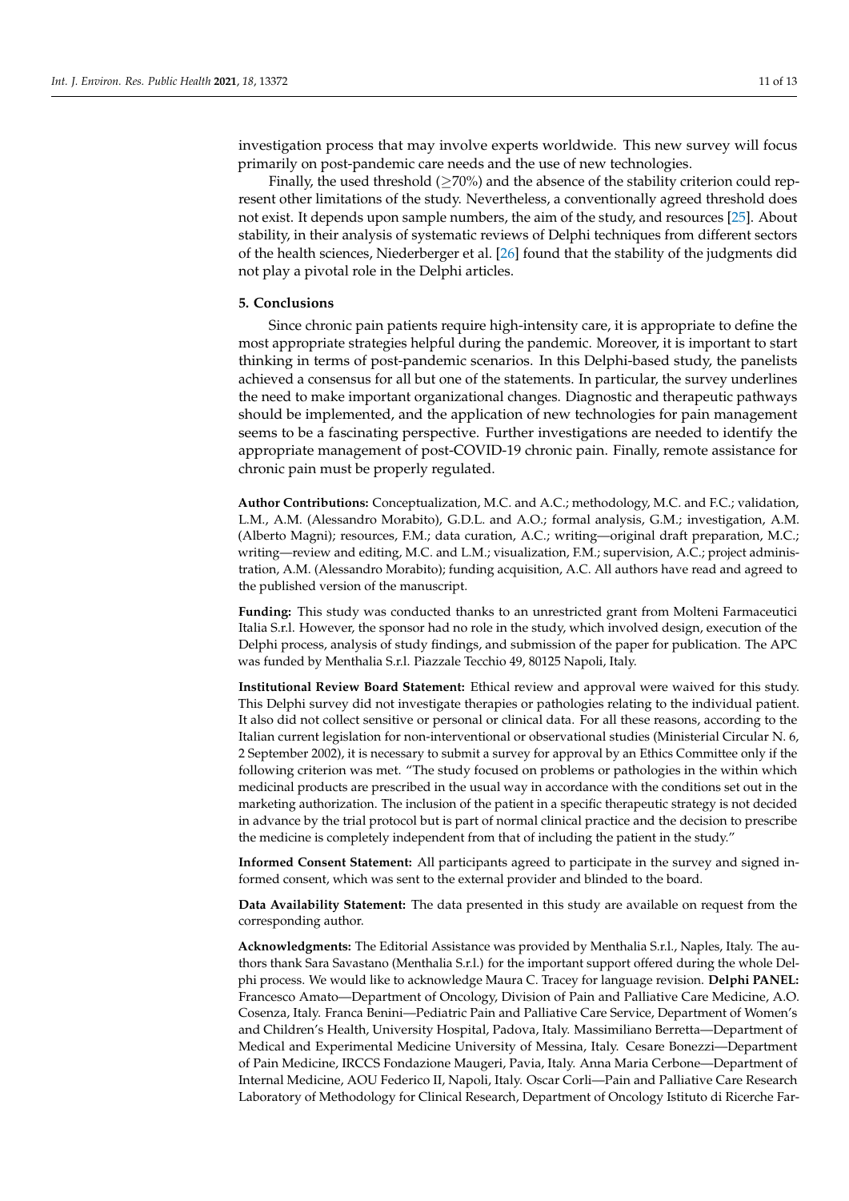investigation process that may involve experts worldwide. This new survey will focus primarily on post-pandemic care needs and the use of new technologies.

Finally, the used threshold (≥70%) and the absence of the stability criterion could represent other limitations of the study. Nevertheless, a conventionally agreed threshold does not exist. It depends upon sample numbers, the aim of the study, and resources [25]. About stability, in their analysis of systematic reviews of Delphi techniques from different sectors of the health sciences, Niederberger et al. [26] found that the stability of the judgments did not play a pivotal role in the Delphi articles.

## 5. Conclusions

Since chronic pain patients require high-intensity care, it is appropriate to define the most appropriate strategies helpful during the pandemic. Moreover, it is important to start thinking in terms of post-pandemic scenarios. In this Delphi-based study, the panelists achieved a consensus for all but one of the statements. In particular, the survey underlines the need to make important organizational changes. Diagnostic and therapeutic pathways should be implemented, and the application of new technologies for pain management seems to be a fascinating perspective. Further investigations are needed to identify the appropriate management of post-COVID-19 chronic pain. Finally, remote assistance for chronic pain must be properly regulated.

**Author Contributions:** Conceptualization, M.C. and A.C.; methodology, M.C. and F.C.; validation, L.M., A.M. (Alessandro Morabito), G.D.L. and A.O.; formal analysis, G.M.; investigation, A.M. (Alberto Magni); resources, F.M.; data curation, A.C.; writing—original draft preparation, M.C.; writing—review and editing, M.C. and L.M.; visualization, F.M.; supervision, A.C.; project administration, A.M. (Alessandro Morabito); funding acquisition, A.C. All authors have read and agreed to the published version of the manuscript.

**Funding:** This study was conducted thanks to an unrestricted grant from Molteni Farmaceutici Italia S.r.l. However, the sponsor had no role in the study, which involved design, execution of the Delphi process, analysis of study findings, and submission of the paper for publication. The APC was funded by Menthalia S.r.l. Piazzale Tecchio 49, 80125 Napoli, Italy.

**Institutional Review Board Statement:** Ethical review and approval were waived for this study. This Delphi survey did not investigate therapies or pathologies relating to the individual patient. It also did not collect sensitive or personal or clinical data. For all these reasons, according to the Italian current legislation for non-interventional or observational studies (Ministerial Circular N. 6, 2 September 2002), it is necessary to submit a survey for approval by an Ethics Committee only if the following criterion was met. "The study focused on problems or pathologies in the within which medicinal products are prescribed in the usual way in accordance with the conditions set out in the marketing authorization. The inclusion of the patient in a specific therapeutic strategy is not decided in advance by the trial protocol but is part of normal clinical practice and the decision to prescribe the medicine is completely independent from that of including the patient in the study."

**Informed Consent Statement:** All participants agreed to participate in the survey and signed informed consent, which was sent to the external provider and blinded to the board.

**Data Availability Statement:** The data presented in this study are available on request from the corresponding author.

**Acknowledgments:** The Editorial Assistance was provided by Menthalia S.r.l., Naples, Italy. The authors thank Sara Savastano (Menthalia S.r.l.) for the important support offered during the whole Delphi process. We would like to acknowledge Maura C. Tracey for language revision. **Delphi PANEL:** Francesco Amato—Department of Oncology, Division of Pain and Palliative Care Medicine, A.O. Cosenza, Italy. Franca Benini—Pediatric Pain and Palliative Care Service, Department of Women's and Children's Health, University Hospital, Padova, Italy. Massimiliano Berretta—Department of Medical and Experimental Medicine University of Messina, Italy. Cesare Bonezzi—Department of Pain Medicine, IRCCS Fondazione Maugeri, Pavia, Italy. Anna Maria Cerbone—Department of Internal Medicine, AOU Federico II, Napoli, Italy. Oscar Corli—Pain and Palliative Care Research Laboratory of Methodology for Clinical Research, Department of Oncology Istituto di Ricerche Far-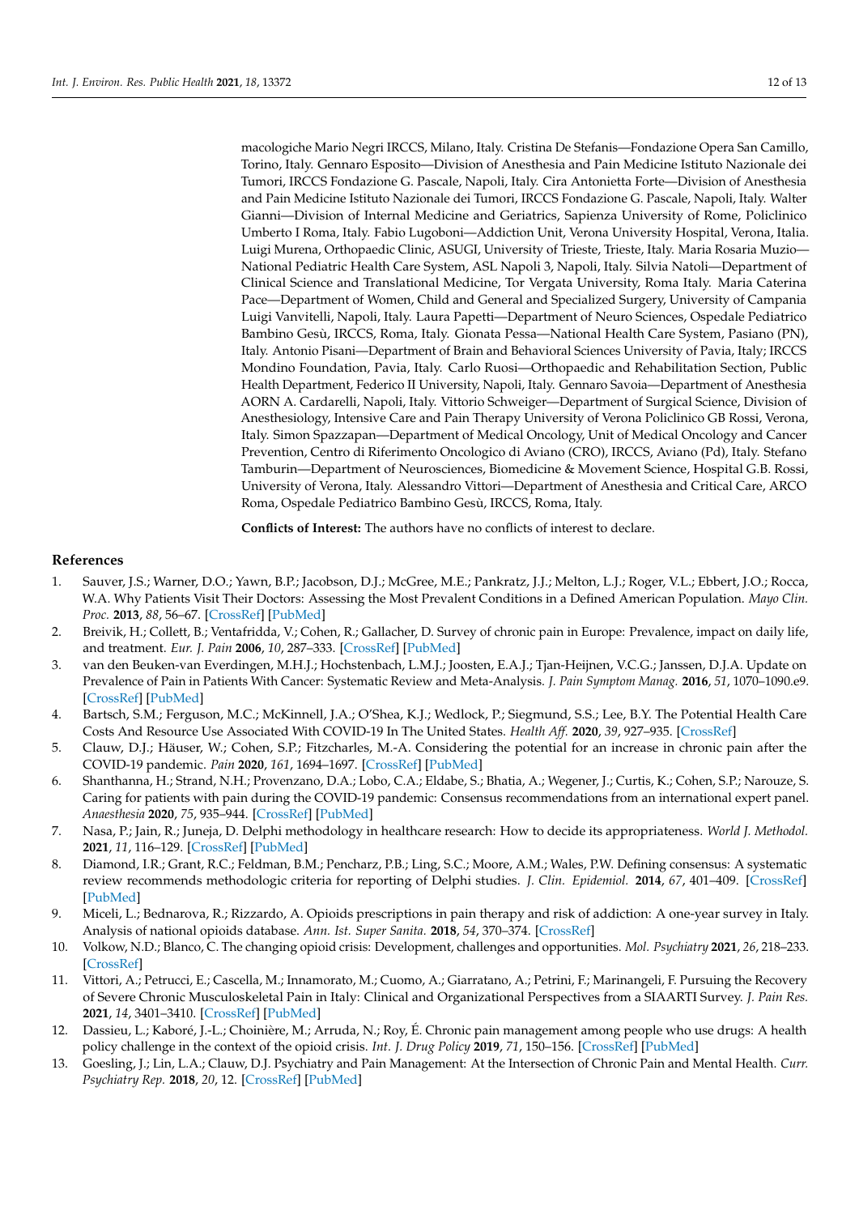macologiche Mario Negri IRCCS, Milano, Italy. Cristina De Stefanis—Fondazione Opera San Camillo, Torino, Italy. Gennaro Esposito—Division of Anesthesia and Pain Medicine Istituto Nazionale dei Tumori, IRCCS Fondazione G. Pascale, Napoli, Italy. Cira Antonietta Forte—Division of Anesthesia and Pain Medicine Istituto Nazionale dei Tumori, IRCCS Fondazione G. Pascale, Napoli, Italy. Walter Gianni—Division of Internal Medicine and Geriatrics, Sapienza University of Rome, Policlinico Umberto I Roma, Italy. Fabio Lugoboni—Addiction Unit, Verona University Hospital, Verona, Italia. Luigi Murena, Orthopaedic Clinic, ASUGI, University of Trieste, Trieste, Italy. Maria Rosaria Muzio—National Pediatric Health Care System, ASL Napoli 3, Napoli, Italy. Silvia Natoli—Department of Clinical Science and Translational Medicine, Tor Vergata University, Roma Italy. Maria Caterina Pace—Department of Women, Child and General and Specialized Surgery, University of Campania Luigi Vanvitelli, Napoli, Italy. Laura Papetti—Department of Neuro Sciences, Ospedale Pediatrico Bambino Gesù, IRCCS, Roma, Italy. Gionata Pessa—National Health Care System, Pasiano (PN), Italy. Antonio Pisani—Department of Brain and Behavioral Sciences University of Pavia, Italy; IRCCS Mondino Foundation, Pavia, Italy. Carlo Ruosi—Orthopaedic and Rehabilitation Section, Public Health Department, Federico II University, Napoli, Italy. Gennaro Savoia—Department of Anesthesia AORN A. Cardarelli, Napoli, Italy. Vittorio Schweiger—Department of Surgical Science, Division of Anesthesiology, Intensive Care and Pain Therapy University of Verona Policlinico GB Rossi, Verona, Italy. Simon Spazzapan—Department of Medical Oncology, Unit of Medical Oncology and Cancer Prevention, Centro di Riferimento Oncologico di Aviano (CRO), IRCCS, Aviano (Pd), Italy. Stefano Tamburin—Department of Neurosciences, Biomedicine & Movement Science, Hospital G.B. Rossi, University of Verona, Italy. Alessandro Vittori—Department of Anesthesia and Critical Care, ARCO Roma, Ospedale Pediatrico Bambino Gesù, IRCCS, Roma, Italy.

**Conflicts of Interest:** The authors have no conflicts of interest to declare.

## References

1. Sauver, J.S.; Warner, D.O.; Yawn, B.P.; Jacobson, D.J.; McGree, M.E.; Pankratz, J.J.; Melton, L.J.; Roger, V.L.; Ebbert, J.O.; Rocca, W.A. Why Patients Visit Their Doctors: Assessing the Most Prevalent Conditions in a Defined American Population. *Mayo Clin. Proc.* **2013**, *88*, 56–67. [CrossRef] [PubMed]
2. Breivik, H.; Collett, B.; Ventafridda, V.; Cohen, R.; Gallacher, D. Survey of chronic pain in Europe: Prevalence, impact on daily life, and treatment. *Eur. J. Pain* **2006**, *10*, 287–333. [CrossRef] [PubMed]
3. van den Beuken-van Everdingen, M.H.J.; Hochstenbach, L.M.J.; Joosten, E.A.J.; Tjan-Heijnen, V.C.G.; Janssen, D.J.A. Update on Prevalence of Pain in Patients With Cancer: Systematic Review and Meta-Analysis. *J. Pain Symptom Manag.* **2016**, *51*, 1070–1090.e9. [CrossRef] [PubMed]
4. Bartsch, S.M.; Ferguson, M.C.; McKinnell, J.A.; O'Shea, K.J.; Wedlock, P.; Siegmund, S.S.; Lee, B.Y. The Potential Health Care Costs And Resource Use Associated With COVID-19 In The United States. *Health Aff.* **2020**, *39*, 927–935. [CrossRef]
5. Clauw, D.J.; Häuser, W.; Cohen, S.P.; Fitzcharles, M.-A. Considering the potential for an increase in chronic pain after the COVID-19 pandemic. *Pain* **2020**, *161*, 1694–1697. [CrossRef] [PubMed]
6. Shanthanna, H.; Strand, N.H.; Provenzano, D.A.; Lobo, C.A.; Eldabe, S.; Bhatia, A.; Wegener, J.; Curtis, K.; Cohen, S.P.; Narouze, S. Caring for patients with pain during the COVID-19 pandemic: Consensus recommendations from an international expert panel. *Anaesthesia* **2020**, *75*, 935–944. [CrossRef] [PubMed]
7. Nasa, P.; Jain, R.; Juneja, D. Delphi methodology in healthcare research: How to decide its appropriateness. *World J. Methodol.* **2021**, *11*, 116–129. [CrossRef] [PubMed]
8. Diamond, I.R.; Grant, R.C.; Feldman, B.M.; Pencharz, P.B.; Ling, S.C.; Moore, A.M.; Wales, P.W. Defining consensus: A systematic review recommends methodologic criteria for reporting of Delphi studies. *J. Clin. Epidemiol.* **2014**, *67*, 401–409. [CrossRef] [PubMed]
9. Miceli, L.; Bednarova, R.; Rizzardo, A. Opioids prescriptions in pain therapy and risk of addiction: A one-year survey in Italy. Analysis of national opioids database. *Ann. Ist. Super Sanita.* **2018**, *54*, 370–374. [CrossRef]
10. Volkow, N.D.; Blanco, C. The changing opioid crisis: Development, challenges and opportunities. *Mol. Psychiatry* **2021**, *26*, 218–233. [CrossRef]
11. Vittori, A.; Petrucci, E.; Cascella, M.; Innamorato, M.; Cuomo, A.; Giarratano, A.; Petrini, F.; Marinangeli, F. Pursuing the Recovery of Severe Chronic Musculoskeletal Pain in Italy: Clinical and Organizational Perspectives from a SIAARTI Survey. *J. Pain Res.* **2021**, *14*, 3401–3410. [CrossRef] [PubMed]
12. Dassieu, L.; Kaboré, J.-L.; Choinière, M.; Arruda, N.; Roy, É. Chronic pain management among people who use drugs: A health policy challenge in the context of the opioid crisis. *Int. J. Drug Policy* **2019**, *71*, 150–156. [CrossRef] [PubMed]
13. Goesling, J.; Lin, L.A.; Clauw, D.J. Psychiatry and Pain Management: At the Intersection of Chronic Pain and Mental Health. *Curr. Psychiatry Rep.* **2018**, *20*, 12. [CrossRef] [PubMed]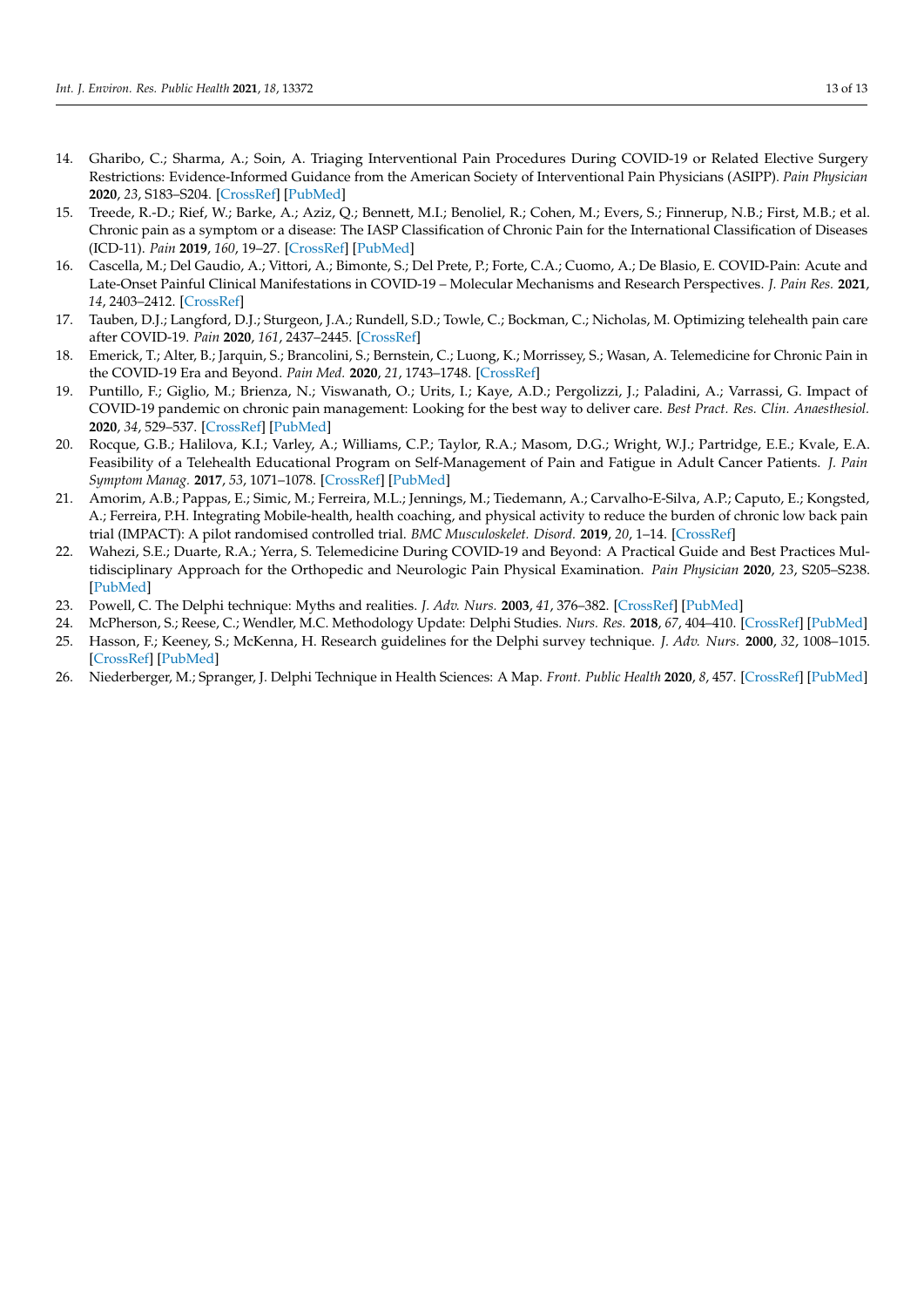14. Gharibo, C.; Sharma, A.; Soin, A. Triaging Interventional Pain Procedures During COVID-19 or Related Elective Surgery Restrictions: Evidence-Informed Guidance from the American Society of Interventional Pain Physicians (ASIPP). *Pain Physician* **2020**, *23*, S183–S204. [CrossRef] [PubMed]
15. Treede, R.-D.; Rief, W.; Barke, A.; Aziz, Q.; Bennett, M.I.; Benoliel, R.; Cohen, M.; Evers, S.; Finnerup, N.B.; First, M.B.; et al. Chronic pain as a symptom or a disease: The IASP Classification of Chronic Pain for the International Classification of Diseases (ICD-11). *Pain* **2019**, *160*, 19–27. [CrossRef] [PubMed]
16. Cascella, M.; Del Gaudio, A.; Vittori, A.; Bimonte, S.; Del Prete, P.; Forte, C.A.; Cuomo, A.; De Blasio, E. COVID-Pain: Acute and Late-Onset Painful Clinical Manifestations in COVID-19 – Molecular Mechanisms and Research Perspectives. *J. Pain Res.* **2021**, *14*, 2403–2412. [CrossRef]
17. Tauben, D.J.; Langford, D.J.; Sturgeon, J.A.; Rundell, S.D.; Towle, C.; Bockman, C.; Nicholas, M. Optimizing telehealth pain care after COVID-19. *Pain* **2020**, *161*, 2437–2445. [CrossRef]
18. Emerick, T.; Alter, B.; Jarquin, S.; Brancolini, S.; Bernstein, C.; Luong, K.; Morrissey, S.; Wasan, A. Telemedicine for Chronic Pain in the COVID-19 Era and Beyond. *Pain Med.* **2020**, *21*, 1743–1748. [CrossRef]
19. Puntillo, F.; Giglio, M.; Brienza, N.; Viswanath, O.; Urits, I.; Kaye, A.D.; Pergolizzi, J.; Paladini, A.; Varrassi, G. Impact of COVID-19 pandemic on chronic pain management: Looking for the best way to deliver care. *Best Pract. Res. Clin. Anaesthesiol.* **2020**, *34*, 529–537. [CrossRef] [PubMed]
20. Rocque, G.B.; Halilova, K.I.; Varley, A.; Williams, C.P.; Taylor, R.A.; Masom, D.G.; Wright, W.J.; Partridge, E.E.; Kvale, E.A. Feasibility of a Telehealth Educational Program on Self-Management of Pain and Fatigue in Adult Cancer Patients. *J. Pain Symptom Manag.* **2017**, *53*, 1071–1078. [CrossRef] [PubMed]
21. Amorim, A.B.; Pappas, E.; Simic, M.; Ferreira, M.L.; Jennings, M.; Tiedemann, A.; Carvalho-E-Silva, A.P.; Caputo, E.; Kongsted, A.; Ferreira, P.H. Integrating Mobile-health, health coaching, and physical activity to reduce the burden of chronic low back pain trial (IMPACT): A pilot randomised controlled trial. *BMC Musculoskelet. Disord.* **2019**, *20*, 1–14. [CrossRef]
22. Wahezi, S.E.; Duarte, R.A.; Yerra, S. Telemedicine During COVID-19 and Beyond: A Practical Guide and Best Practices Multidisciplinary Approach for the Orthopedic and Neurologic Pain Physical Examination. *Pain Physician* **2020**, *23*, S205–S238. [PubMed]
23. Powell, C. The Delphi technique: Myths and realities. *J. Adv. Nurs.* **2003**, *41*, 376–382. [CrossRef] [PubMed]
24. McPherson, S.; Reese, C.; Wendler, M.C. Methodology Update: Delphi Studies. *Nurs. Res.* **2018**, *67*, 404–410. [CrossRef] [PubMed]
25. Hasson, F.; Keeney, S.; McKenna, H. Research guidelines for the Delphi survey technique. *J. Adv. Nurs.* **2000**, *32*, 1008–1015. [CrossRef] [PubMed]
26. Niederberger, M.; Spranger, J. Delphi Technique in Health Sciences: A Map. *Front. Public Health* **2020**, *8*, 457. [CrossRef] [PubMed]